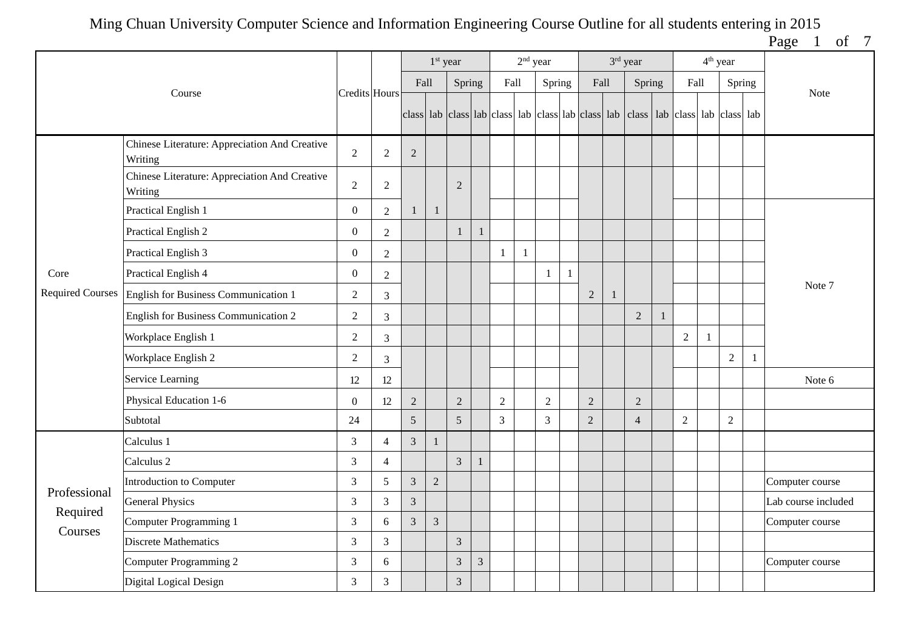# Ming Chuan University Computer Science and Information Engineering Course Outline for all students entering in 2015

| | Course | Credits | Hours | 1st year | | | | 2nd year | | | | 3rd year | | | | 4th year | | | | Note |
|---|---|---|---|---|---|---|---|---|---|---|---|---|---|---|---|---|---|---|---|---|
| | | | | Fall | | Spring | | Fall | | Spring | | Fall | | Spring | | Fall | | Spring | | |
| | | | | class | lab | class | lab | class | lab | class | lab | class | lab | class | lab | class | lab | class | lab | |
| Core Required Courses | Chinese Literature: Appreciation And Creative Writing | 2 | 2 | 2 | | | | | | | | | | | | | | | | |
| | Chinese Literature: Appreciation And Creative Writing | 2 | 2 | | | 2 | | | | | | | | | | | | | | |
| | Practical English 1 | 0 | 2 | 1 | 1 | | | | | | | | | | | | | | | Note 7 |
| | Practical English 2 | 0 | 2 | | | 1 | 1 | | | | | | | | | | | | | |
| | Practical English 3 | 0 | 2 | | | | | 1 | 1 | | | | | | | | | | | |
| | Practical English 4 | 0 | 2 | | | | | | | 1 | 1 | | | | | | | | | |
| | English for Business Communication 1 | 2 | 3 | | | | | | | | | 2 | 1 | | | | | | | |
| | English for Business Communication 2 | 2 | 3 | | | | | | | | | | | 2 | 1 | | | | | |
| | Workplace English 1 | 2 | 3 | | | | | | | | | | | | | 2 | 1 | | | |
| | Workplace English 2 | 2 | 3 | | | | | | | | | | | | | | | 2 | 1 | |
| | Service Learning | 12 | 12 | | | | | | | | | | | | | | | | | Note 6 |
| | Physical Education 1-6 | 0 | 12 | 2 | | 2 | | 2 | | 2 | | 2 | | 2 | | | | | | |
| | Subtotal | 24 | | 5 | | 5 | | 3 | | 3 | | 2 | | 4 | | 2 | | 2 | | |
| Professional Required Courses | Calculus 1 | 3 | 4 | 3 | 1 | | | | | | | | | | | | | | | |
| | Calculus 2 | 3 | 4 | | | 3 | 1 | | | | | | | | | | | | | |
| | Introduction to Computer | 3 | 5 | 3 | 2 | | | | | | | | | | | | | | | Computer course |
| | General Physics | 3 | 3 | 3 | | | | | | | | | | | | | | | | Lab course included |
| | Computer Programming 1 | 3 | 6 | 3 | 3 | | | | | | | | | | | | | | | Computer course |
| | Discrete Mathematics | 3 | 3 | | | 3 | | | | | | | | | | | | | | |
| | Computer Programming 2 | 3 | 6 | | | 3 | 3 | | | | | | | | | | | | | Computer course |
| | Digital Logical Design | 3 | 3 | | | 3 | | | | | | | | | | | | | | |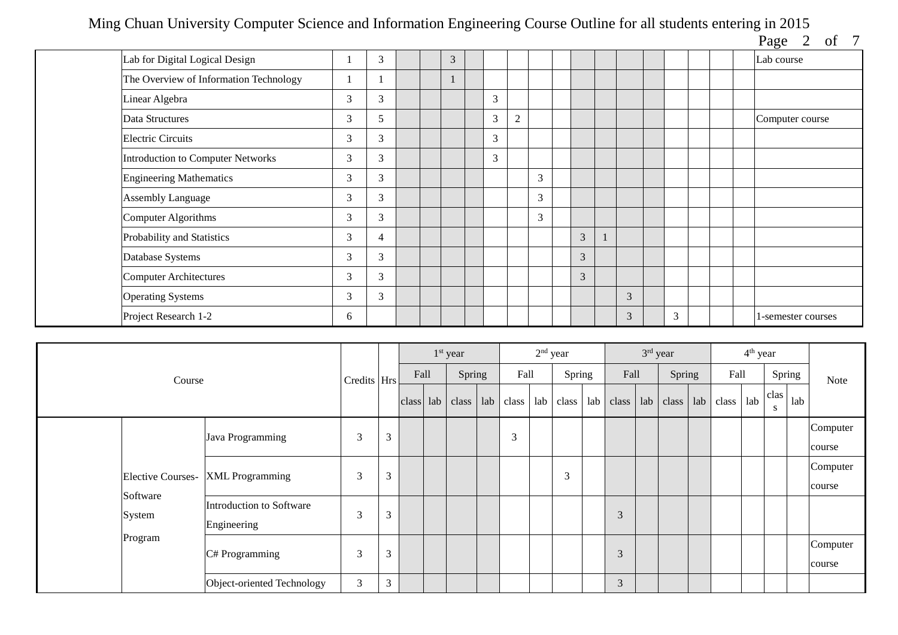| | Course | Credits | Hrs | 1st year | | | | 2nd year | | | | 3rd year | | | | 4th year | | | | Note |
|---|---|---|---|---|---|---|---|---|---|---|---|---|---|---|---|---|---|---|---|---|
| | | | | Fall | | Spring | | Fall | | Spring | | Fall | | Spring | | Fall | | Spring | | |
| | | | | class | lab | class | lab | class | lab | class | lab | class | lab | class | lab | class | lab | class | lab | |
| | Lab for Digital Logical Design | 1 | 3 | | | 3 | | | | | | | | | | | | | | Lab course |
| | The Overview of Information Technology | 1 | 1 | | | 1 | | | | | | | | | | | | | | |
| | Linear Algebra | 3 | 3 | | | | | 3 | | | | | | | | | | | | |
| | Data Structures | 3 | 5 | | | | | 3 | 2 | | | | | | | | | | | Computer course |
| | Electric Circuits | 3 | 3 | | | | | 3 | | | | | | | | | | | | |
| | Introduction to Computer Networks | 3 | 3 | | | | | 3 | | | | | | | | | | | | |
| | Engineering Mathematics | 3 | 3 | | | | | | | 3 | | | | | | | | | | |
| | Assembly Language | 3 | 3 | | | | | | | 3 | | | | | | | | | | |
| | Computer Algorithms | 3 | 3 | | | | | | | 3 | | | | | | | | | | |
| | Probability and Statistics | 3 | 4 | | | | | | | | | 3 | 1 | | | | | | | |
| | Database Systems | 3 | 3 | | | | | | | | | 3 | | | | | | | | |
| | Computer Architectures | 3 | 3 | | | | | | | | | 3 | | | | | | | | |
| | Operating Systems | 3 | 3 | | | | | | | | | | | 3 | | | | | | |
| | Project Research 1-2 | 6 | | | | | | | | | | | | 3 | | 3 | | | | 1-semester courses |

| Course | | | Credits | Hrs | 1st year | | | | 2nd year | | | | 3rd year | | | | 4th year | | | | Note |
|---|---|---|---|---|---|---|---|---|---|---|---|---|---|---|---|---|---|---|---|---|---|
| | | | | | Fall | | Spring | | Fall | | Spring | | Fall | | Spring | | Fall | | Spring | | |
| | | | | | class | lab | class | lab | class | lab | class | lab | class | lab | class | lab | class | lab | class | lab | |
| | Elective Courses- Software System Program | Java Programming | 3 | 3 | | | | | 3 | | | | | | | | | | | | Computer course |
| | | XML Programming | 3 | 3 | | | | | | | 3 | | | | | | | | | | Computer course |
| | | Introduction to Software Engineering | 3 | 3 | | | | | | | | | 3 | | | | | | | | |
| | | C# Programming | 3 | 3 | | | | | | | | | 3 | | | | | | | | Computer course |
| | | Object-oriented Technology | 3 | 3 | | | | | | | | | 3 | | | | | | | | |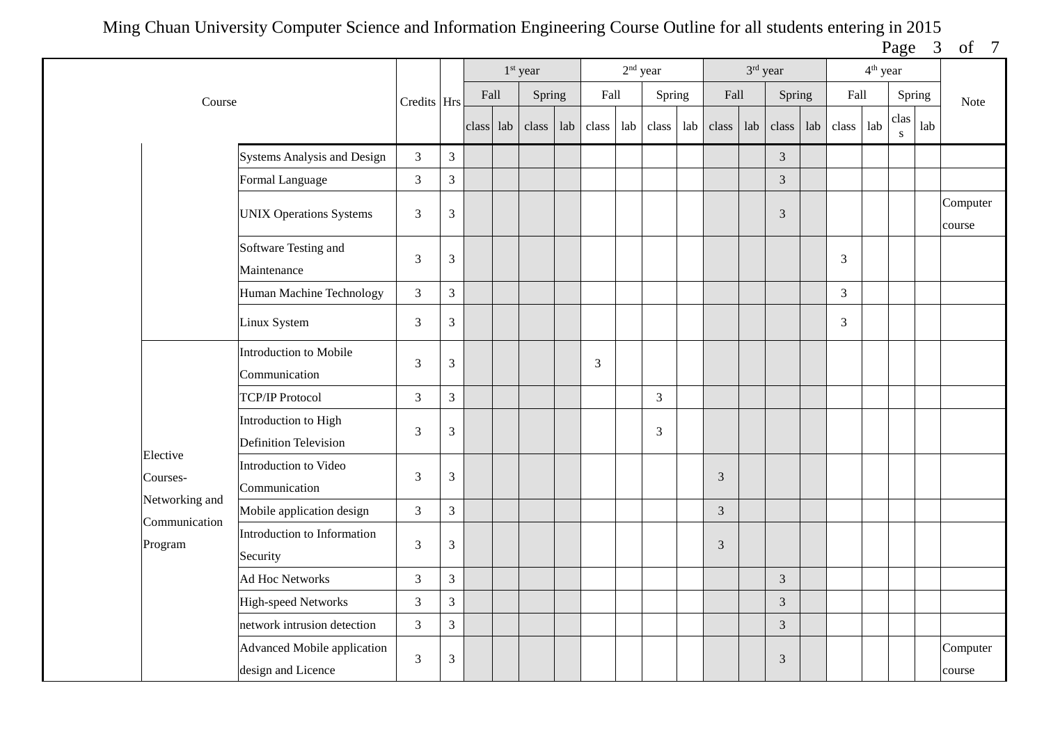# Ming Chuan University Computer Science and Information Engineering Course Outline for all students entering in 2015

| Course | | Credits | Hrs | 1st year | | | | 2nd year | | | | 3rd year | | | | 4th year | | | | Note |
|---|---|---|---|---|---|---|---|---|---|---|---|---|---|---|---|---|---|---|---|---|
| | | | | Fall | | Spring | | Fall | | Spring | | Fall | | Spring | | Fall | | Spring | | |
| | | | | class | lab | class | lab | class | lab | class | lab | class | lab | class | lab | class | lab | class | lab | |
| | Systems Analysis and Design | 3 | 3 | | | | | | | | | | | 3 | | | | | | |
| | Formal Language | 3 | 3 | | | | | | | | | | | 3 | | | | | | |
| | UNIX Operations Systems | 3 | 3 | | | | | | | | | | | 3 | | | | | | Computer course |
| | Software Testing and Maintenance | 3 | 3 | | | | | | | | | | | | | 3 | | | | |
| | Human Machine Technology | 3 | 3 | | | | | | | | | | | | | 3 | | | | |
| | Linux System | 3 | 3 | | | | | | | | | | | | | 3 | | | | |
| Elective Courses- Networking and Communication Program | Introduction to Mobile Communication | 3 | 3 | | | | | 3 | | | | | | | | | | | | |
| | TCP/IP Protocol | 3 | 3 | | | | | | | 3 | | | | | | | | | | |
| | Introduction to High Definition Television | 3 | 3 | | | | | | | 3 | | | | | | | | | | |
| | Introduction to Video Communication | 3 | 3 | | | | | | | | | 3 | | | | | | | | |
| | Mobile application design | 3 | 3 | | | | | | | | | 3 | | | | | | | | |
| | Introduction to Information Security | 3 | 3 | | | | | | | | | 3 | | | | | | | | |
| | Ad Hoc Networks | 3 | 3 | | | | | | | | | | | 3 | | | | | | |
| | High-speed Networks | 3 | 3 | | | | | | | | | | | 3 | | | | | | |
| | network intrusion detection | 3 | 3 | | | | | | | | | | | 3 | | | | | | |
| | Advanced Mobile application design and Licence | 3 | 3 | | | | | | | | | | | 3 | | | | | | Computer course |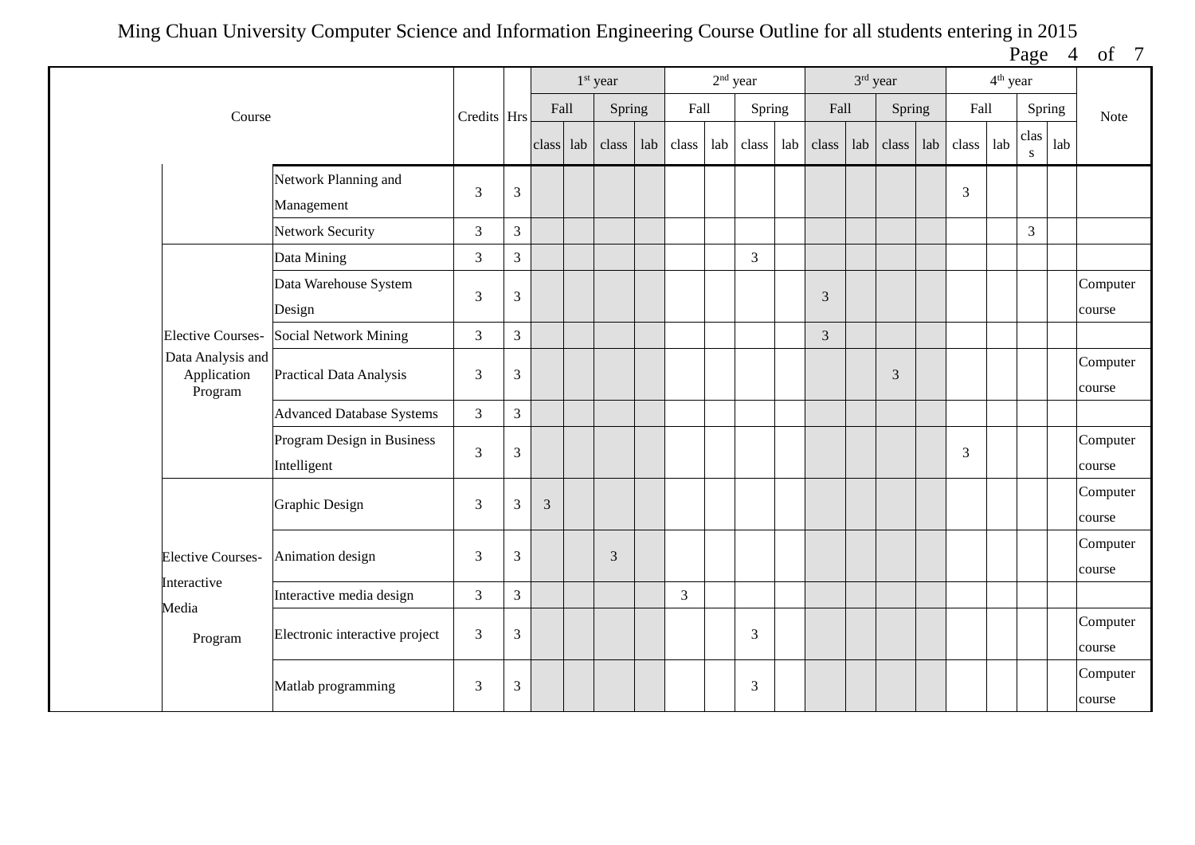Ming Chuan University Computer Science and Information Engineering Course Outline for all students entering in 2015

| Course | | | Credits | Hrs | 1st year | | | | 2nd year | | | | 3rd year | | | | 4th year | | | | Note |
|---|---|---|---|---|---|---|---|---|---|---|---|---|---|---|---|---|---|---|---|---|---|
| | | | | | Fall | | Spring | | Fall | | Spring | | Fall | | Spring | | Fall | | Spring | | |
| | | | | | class | lab | class | lab | class | lab | class | lab | class | lab | class | lab | class | lab | class | lab | |
| | | Network Planning and Management | 3 | 3 | | | | | | | | | | | | | 3 | | | | |
| | | Network Security | 3 | 3 | | | | | | | | | | | | | | | 3 | | |
| | Elective Courses- Data Analysis and Application Program | Data Mining | 3 | 3 | | | | | | | 3 | | | | | | | | | | |
| | | Data Warehouse System Design | 3 | 3 | | | | | | | | | 3 | | | | | | | | Computer course |
| | | Social Network Mining | 3 | 3 | | | | | | | | | 3 | | | | | | | | |
| | | Practical Data Analysis | 3 | 3 | | | | | | | | | | | 3 | | | | | | Computer course |
| | | Advanced Database Systems | 3 | 3 | | | | | | | | | | | | | | | | | |
| | | Program Design in Business Intelligent | 3 | 3 | | | | | | | | | | | | | 3 | | | | Computer course |
| | Elective Courses- Interactive Media Program | Graphic Design | 3 | 3 | 3 | | | | | | | | | | | | | | | | Computer course |
| | | Animation design | 3 | 3 | | | 3 | | | | | | | | | | | | | | Computer course |
| | | Interactive media design | 3 | 3 | | | | | 3 | | | | | | | | | | | | |
| | | Electronic interactive project | 3 | 3 | | | | | | | 3 | | | | | | | | | | Computer course |
| | | Matlab programming | 3 | 3 | | | | | | | 3 | | | | | | | | | | Computer course |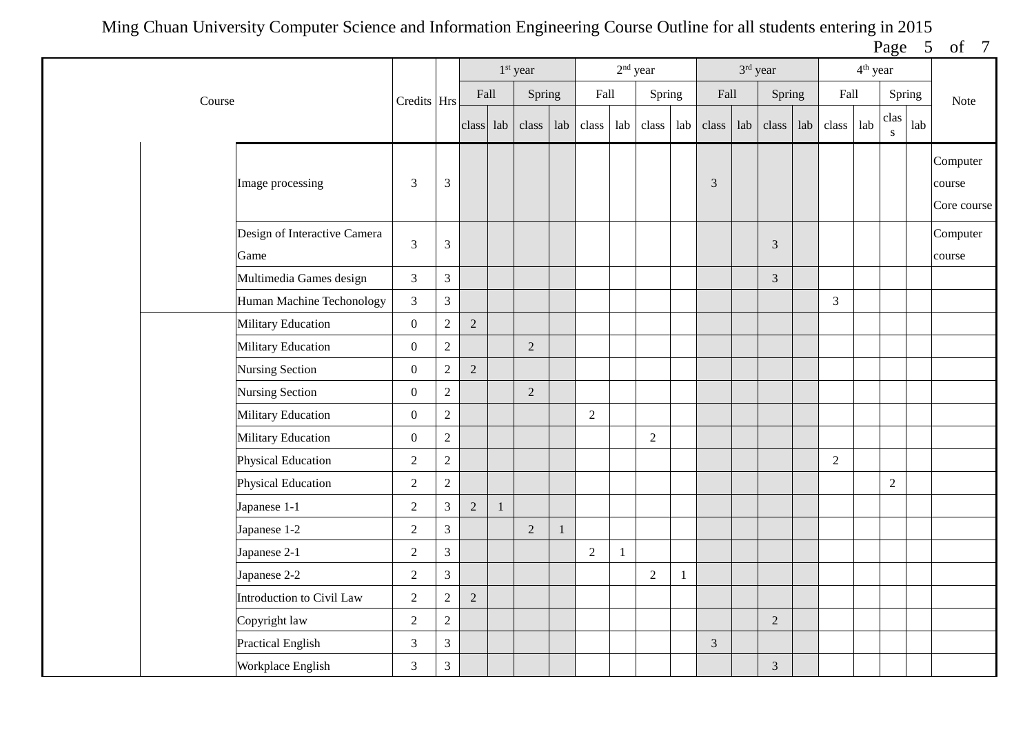Ming Chuan University Computer Science and Information Engineering Course Outline for all students entering in 2015

| Course | | | Credits | Hrs | 1st year | | | | 2nd year | | | | 3rd year | | | | 4th year | | | | Note |
|---|---|---|---|---|---|---|---|---|---|---|---|---|---|---|---|---|---|---|---|---|---|
| | | | | | Fall | | Spring | | Fall | | Spring | | Fall | | Spring | | Fall | | Spring | | |
| | | | | | class | lab | class | lab | class | lab | class | lab | class | lab | class | lab | class | lab | class | lab | |
| | | Image processing | 3 | 3 | | | | | | | | | 3 | | | | | | | | Computer course Core course |
| | | Design of Interactive Camera Game | 3 | 3 | | | | | | | | | | | 3 | | | | | | Computer course |
| | | Multimedia Games design | 3 | 3 | | | | | | | | | | | 3 | | | | | | |
| | | Human Machine Techonology | 3 | 3 | | | | | | | | | | | | | 3 | | | | |
| | | Military Education | 0 | 2 | 2 | | | | | | | | | | | | | | | | |
| | | Military Education | 0 | 2 | | | 2 | | | | | | | | | | | | | | |
| | | Nursing Section | 0 | 2 | 2 | | | | | | | | | | | | | | | | |
| | | Nursing Section | 0 | 2 | | | 2 | | | | | | | | | | | | | | |
| | | Military Education | 0 | 2 | | | | | 2 | | | | | | | | | | | | |
| | | Military Education | 0 | 2 | | | | | | | 2 | | | | | | | | | | |
| | | Physical Education | 2 | 2 | | | | | | | | | | | | | 2 | | | | |
| | | Physical Education | 2 | 2 | | | | | | | | | | | | | | | 2 | | |
| | | Japanese 1-1 | 2 | 3 | 2 | 1 | | | | | | | | | | | | | | | |
| | | Japanese 1-2 | 2 | 3 | | | 2 | 1 | | | | | | | | | | | | | |
| | | Japanese 2-1 | 2 | 3 | | | | | 2 | 1 | | | | | | | | | | | |
| | | Japanese 2-2 | 2 | 3 | | | | | | | 2 | 1 | | | | | | | | | |
| | | Introduction to Civil Law | 2 | 2 | 2 | | | | | | | | | | | | | | | | |
| | | Copyright law | 2 | 2 | | | | | | | | | | | 2 | | | | | | |
| | | Practical English | 3 | 3 | | | | | | | | | 3 | | | | | | | | |
| | | Workplace English | 3 | 3 | | | | | | | | | | | 3 | | | | | | |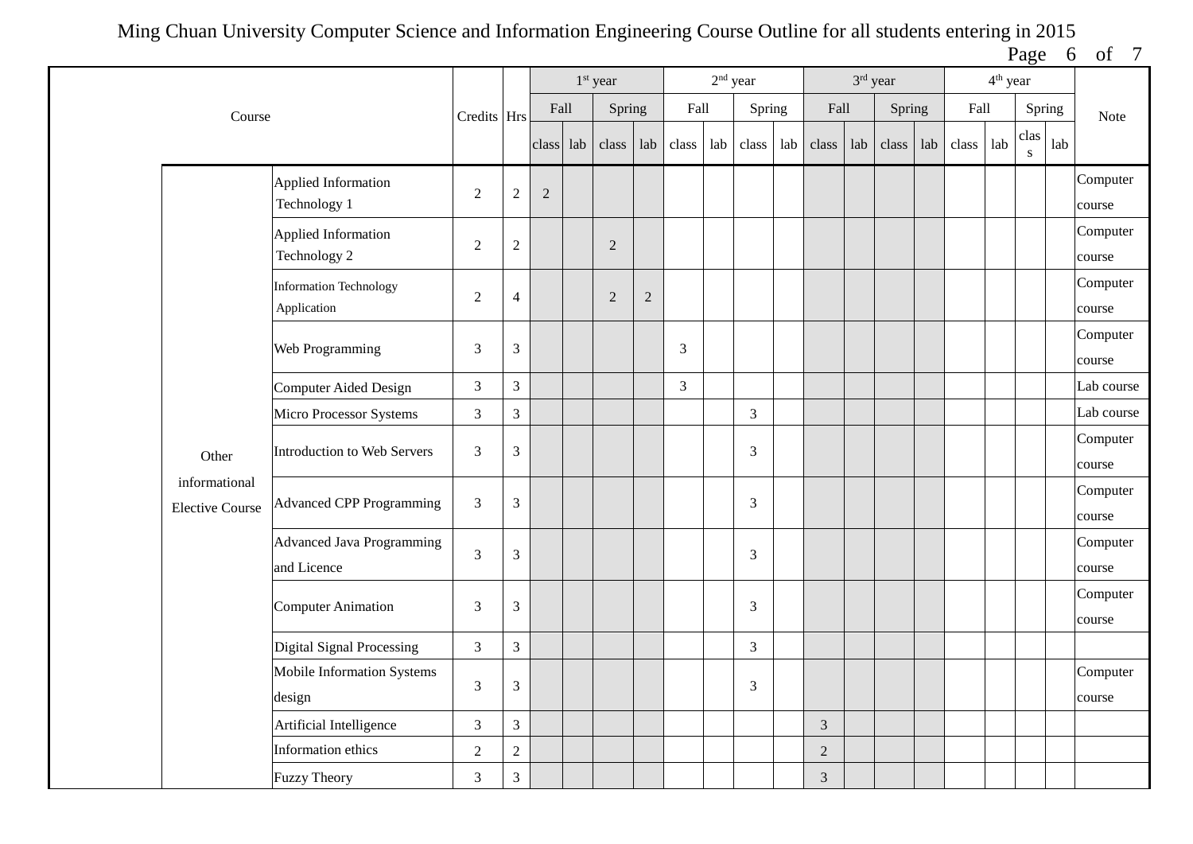Ming Chuan University Computer Science and Information Engineering Course Outline for all students entering in 2015

| Course | | | Credits | Hrs | 1st year | | | | 2nd year | | | | 3rd year | | | | 4th year | | | | Note |
|---|---|---|---|---|---|---|---|---|---|---|---|---|---|---|---|---|---|---|---|---|---|
| | | | | | Fall | | Spring | | Fall | | Spring | | Fall | | Spring | | Fall | | Spring | | |
| | | | | | class | lab | class | lab | class | lab | class | lab | class | lab | class | lab | class | lab | class | lab | |
| | Other informational Elective Course | Applied Information Technology 1 | 2 | 2 | 2 | | | | | | | | | | | | | | | | Computer course |
| | | Applied Information Technology 2 | 2 | 2 | | | 2 | | | | | | | | | | | | | | Computer course |
| | | Information Technology Application | 2 | 4 | | | 2 | 2 | | | | | | | | | | | | | Computer course |
| | | Web Programming | 3 | 3 | | | | | 3 | | | | | | | | | | | | Computer course |
| | | Computer Aided Design | 3 | 3 | | | | | 3 | | | | | | | | | | | | Lab course |
| | | Micro Processor Systems | 3 | 3 | | | | | | | 3 | | | | | | | | | | Lab course |
| | | Introduction to Web Servers | 3 | 3 | | | | | | | 3 | | | | | | | | | | Computer course |
| | | Advanced CPP Programming | 3 | 3 | | | | | | | 3 | | | | | | | | | | Computer course |
| | | Advanced Java Programming and Licence | 3 | 3 | | | | | | | 3 | | | | | | | | | | Computer course |
| | | Computer Animation | 3 | 3 | | | | | | | 3 | | | | | | | | | | Computer course |
| | | Digital Signal Processing | 3 | 3 | | | | | | | 3 | | | | | | | | | | |
| | | Mobile Information Systems design | 3 | 3 | | | | | | | 3 | | | | | | | | | | Computer course |
| | | Artificial Intelligence | 3 | 3 | | | | | | | | | 3 | | | | | | | | |
| | | Information ethics | 2 | 2 | | | | | | | | | 2 | | | | | | | | |
| | | Fuzzy Theory | 3 | 3 | | | | | | | | | 3 | | | | | | | | |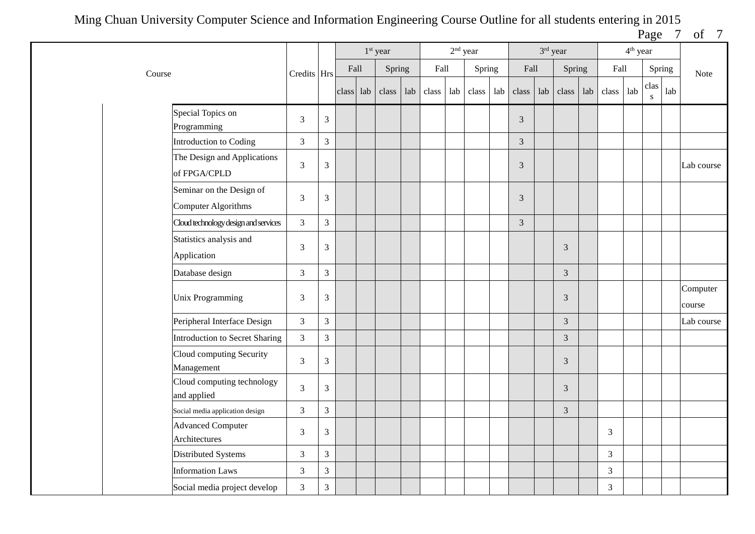Ming Chuan University Computer Science and Information Engineering Course Outline for all students entering in 2015

| Course | | | Credits | Hrs | 1st year | | | | 2nd year | | | | 3rd year | | | | 4th year | | | | Note |
|---|---|---|---|---|---|---|---|---|---|---|---|---|---|---|---|---|---|---|---|---|---|
| | | | | | Fall | | Spring | | Fall | | Spring | | Fall | | Spring | | Fall | | Spring | | |
| | | | | | class | lab | class | lab | class | lab | class | lab | class | lab | class | lab | class | lab | class | lab | |
| | | Special Topics on Programming | 3 | 3 | | | | | | | | | 3 | | | | | | | | |
| | | Introduction to Coding | 3 | 3 | | | | | | | | | 3 | | | | | | | | |
| | | The Design and Applications of FPGA/CPLD | 3 | 3 | | | | | | | | | 3 | | | | | | | | Lab course |
| | | Seminar on the Design of Computer Algorithms | 3 | 3 | | | | | | | | | 3 | | | | | | | | |
| | | Cloud technology design and services | 3 | 3 | | | | | | | | | 3 | | | | | | | | |
| | | Statistics analysis and Application | 3 | 3 | | | | | | | | | | | 3 | | | | | | |
| | | Database design | 3 | 3 | | | | | | | | | | | 3 | | | | | | |
| | | Unix Programming | 3 | 3 | | | | | | | | | | | 3 | | | | | | Computer course |
| | | Peripheral Interface Design | 3 | 3 | | | | | | | | | | | 3 | | | | | | Lab course |
| | | Introduction to Secret Sharing | 3 | 3 | | | | | | | | | | | 3 | | | | | | |
| | | Cloud computing Security Management | 3 | 3 | | | | | | | | | | | 3 | | | | | | |
| | | Cloud computing technology and applied | 3 | 3 | | | | | | | | | | | 3 | | | | | | |
| | | Social media application design | 3 | 3 | | | | | | | | | | | 3 | | | | | | |
| | | Advanced Computer Architectures | 3 | 3 | | | | | | | | | | | | | 3 | | | | |
| | | Distributed Systems | 3 | 3 | | | | | | | | | | | | | 3 | | | | |
| | | Information Laws | 3 | 3 | | | | | | | | | | | | | 3 | | | | |
| | | Social media project develop | 3 | 3 | | | | | | | | | | | | | 3 | | | | |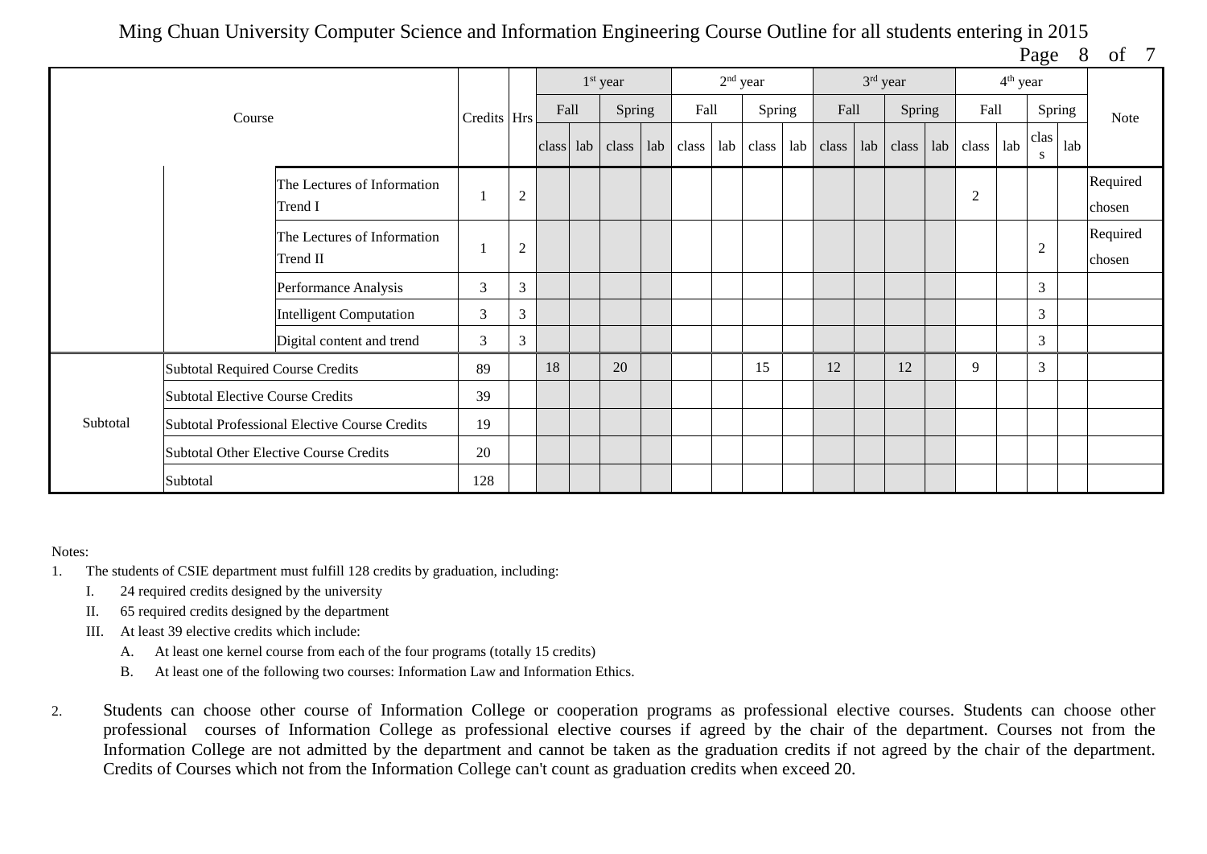Ming Chuan University Computer Science and Information Engineering Course Outline for all students entering in 2015

| Course | | | Credits | Hrs | 1st year | | | | 2nd year | | | | 3rd year | | | | 4th year | | | | Note |
|---|---|---|---|---|---|---|---|---|---|---|---|---|---|---|---|---|---|---|---|---|---|
| | | | | | Fall | | Spring | | Fall | | Spring | | Fall | | Spring | | Fall | | Spring | | |
| | | | | | class | lab | class | lab | class | lab | class | lab | class | lab | class | lab | class | lab | class | lab | |
| | | The Lectures of Information Trend I | 1 | 2 | | | | | | | | | | | | | 2 | | | | Required chosen |
| | | The Lectures of Information Trend II | 1 | 2 | | | | | | | | | | | | | | | 2 | | Required chosen |
| | | Performance Analysis | 3 | 3 | | | | | | | | | | | | | | | 3 | | |
| | | Intelligent Computation | 3 | 3 | | | | | | | | | | | | | | | 3 | | |
| | | Digital content and trend | 3 | 3 | | | | | | | | | | | | | | | 3 | | |
| Subtotal | Subtotal Required Course Credits | | 89 | | 18 | | 20 | | | | 15 | | 12 | | 12 | | 9 | | 3 | | |
| | Subtotal Elective Course Credits | | 39 | | | | | | | | | | | | | | | | | | |
| | Subtotal Professional Elective Course Credits | | 19 | | | | | | | | | | | | | | | | | | |
| | Subtotal Other Elective Course Credits | | 20 | | | | | | | | | | | | | | | | | | |
| | Subtotal | | 128 | | | | | | | | | | | | | | | | | | |

Notes:

1. The students of CSIE department must fulfill 128 credits by graduation, including:
   - I. 24 required credits designed by the university
   - II. 65 required credits designed by the department
   - III. At least 39 elective credits which include:
     - A. At least one kernel course from each of the four programs (totally 15 credits)
     - B. At least one of the following two courses: Information Law and Information Ethics.

2. Students can choose other course of Information College or cooperation programs as professional elective courses. Students can choose other professional courses of Information College as professional elective courses if agreed by the chair of the department. Courses not from the Information College are not admitted by the department and cannot be taken as the graduation credits if not agreed by the chair of the department. Credits of Courses which not from the Information College can't count as graduation credits when exceed 20.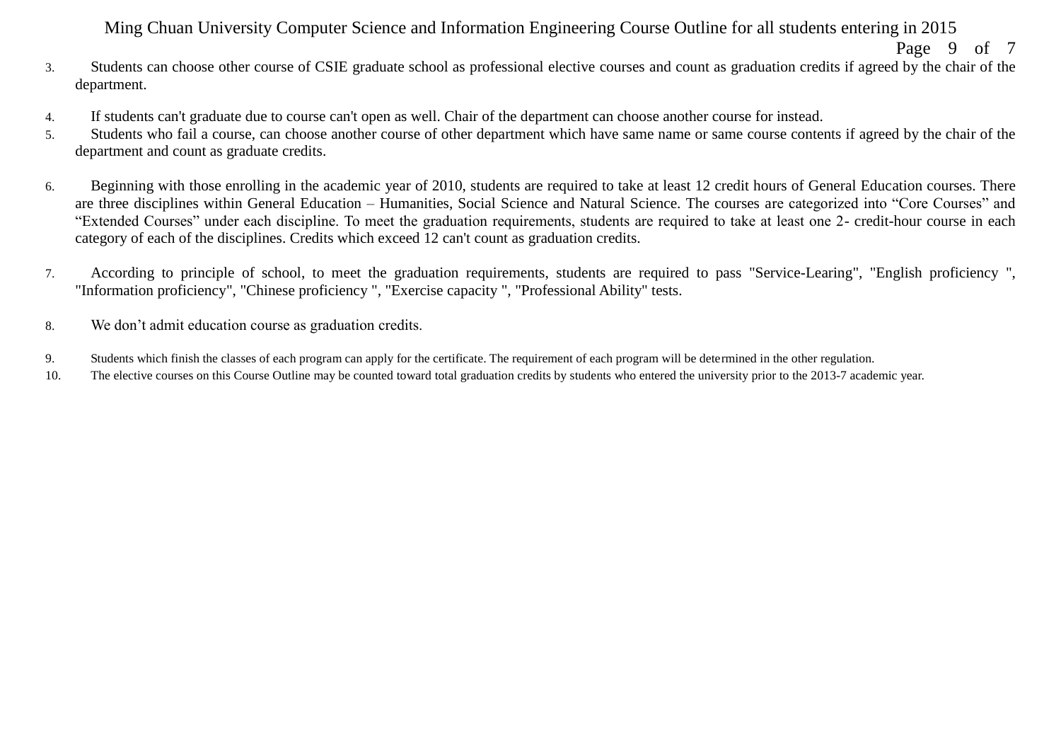3. Students can choose other course of CSIE graduate school as professional elective courses and count as graduation credits if agreed by the chair of the department.

4. If students can't graduate due to course can't open as well. Chair of the department can choose another course for instead.
5. Students who fail a course, can choose another course of other department which have same name or same course contents if agreed by the chair of the department and count as graduate credits.

6. Beginning with those enrolling in the academic year of 2010, students are required to take at least 12 credit hours of General Education courses. There are three disciplines within General Education – Humanities, Social Science and Natural Science. The courses are categorized into "Core Courses" and "Extended Courses" under each discipline. To meet the graduation requirements, students are required to take at least one 2- credit-hour course in each category of each of the disciplines. Credits which exceed 12 can't count as graduation credits.

7. According to principle of school, to meet the graduation requirements, students are required to pass "Service-Learing", "English proficiency ", "Information proficiency", "Chinese proficiency ", "Exercise capacity ", "Professional Ability" tests.

8. We don't admit education course as graduation credits.

9. Students which finish the classes of each program can apply for the certificate. The requirement of each program will be determined in the other regulation.
10. The elective courses on this Course Outline may be counted toward total graduation credits by students who entered the university prior to the 2013-7 academic year.